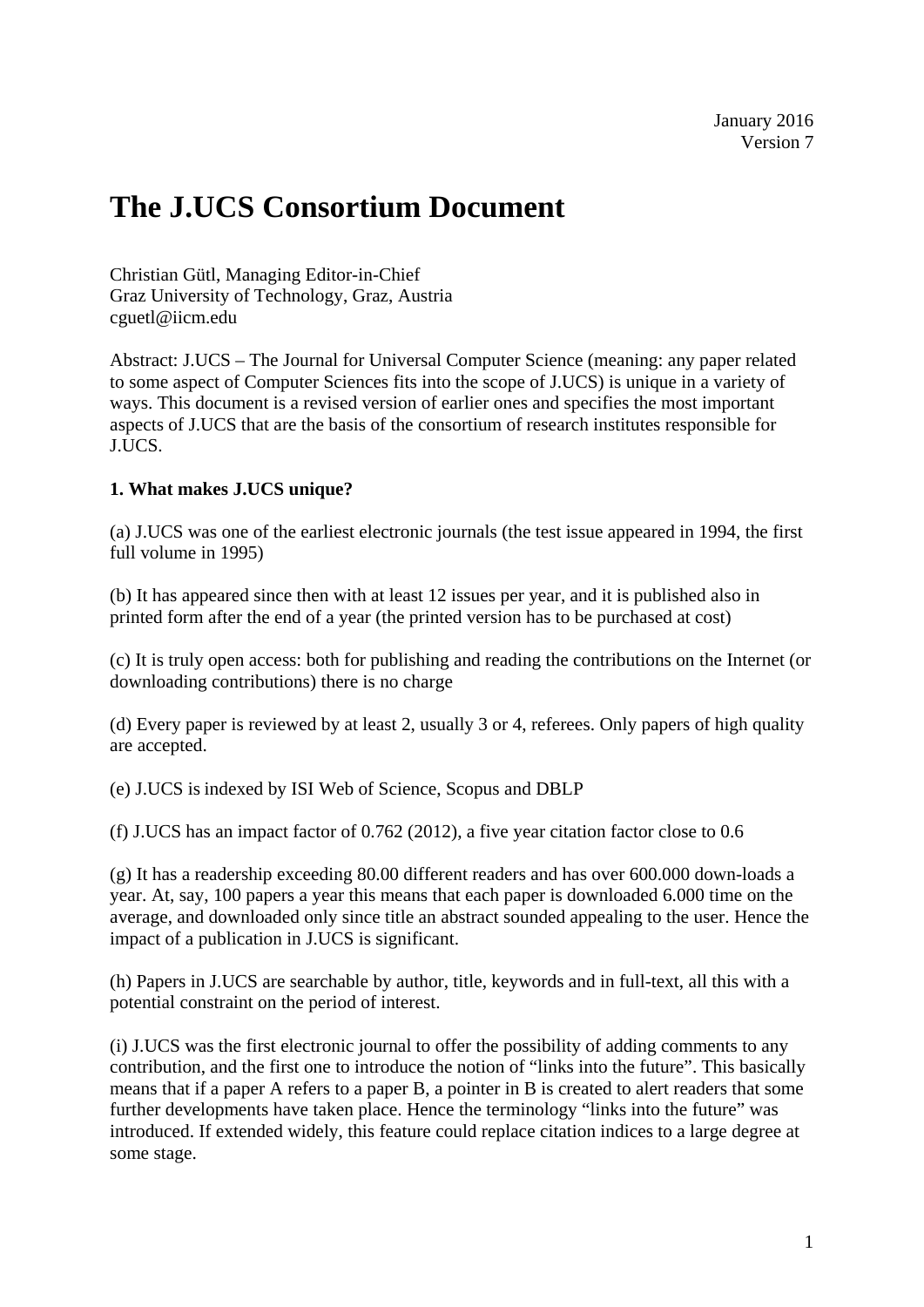January 2016
Version 7

# The J.UCS Consortium Document

Christian Gütl, Managing Editor-in-Chief
Graz University of Technology, Graz, Austria
cguetl@iicm.edu

Abstract: J.UCS – The Journal for Universal Computer Science (meaning: any paper related to some aspect of Computer Sciences fits into the scope of J.UCS) is unique in a variety of ways. This document is a revised version of earlier ones and specifies the most important aspects of J.UCS that are the basis of the consortium of research institutes responsible for J.UCS.

**1. What makes J.UCS unique?**

(a) J.UCS was one of the earliest electronic journals (the test issue appeared in 1994, the first full volume in 1995)

(b) It has appeared since then with at least 12 issues per year, and it is published also in printed form after the end of a year (the printed version has to be purchased at cost)

(c) It is truly open access: both for publishing and reading the contributions on the Internet (or downloading contributions) there is no charge

(d) Every paper is reviewed by at least 2, usually 3 or 4, referees. Only papers of high quality are accepted.

(e) J.UCS is indexed by ISI Web of Science, Scopus and DBLP

(f) J.UCS has an impact factor of 0.762 (2012), a five year citation factor close to 0.6

(g) It has a readership exceeding 80.00 different readers and has over 600.000 down-loads a year. At, say, 100 papers a year this means that each paper is downloaded 6.000 time on the average, and downloaded only since title an abstract sounded appealing to the user. Hence the impact of a publication in J.UCS is significant.

(h) Papers in J.UCS are searchable by author, title, keywords and in full-text, all this with a potential constraint on the period of interest.

(i) J.UCS was the first electronic journal to offer the possibility of adding comments to any contribution, and the first one to introduce the notion of "links into the future". This basically means that if a paper A refers to a paper B, a pointer in B is created to alert readers that some further developments have taken place. Hence the terminology "links into the future" was introduced. If extended widely, this feature could replace citation indices to a large degree at some stage.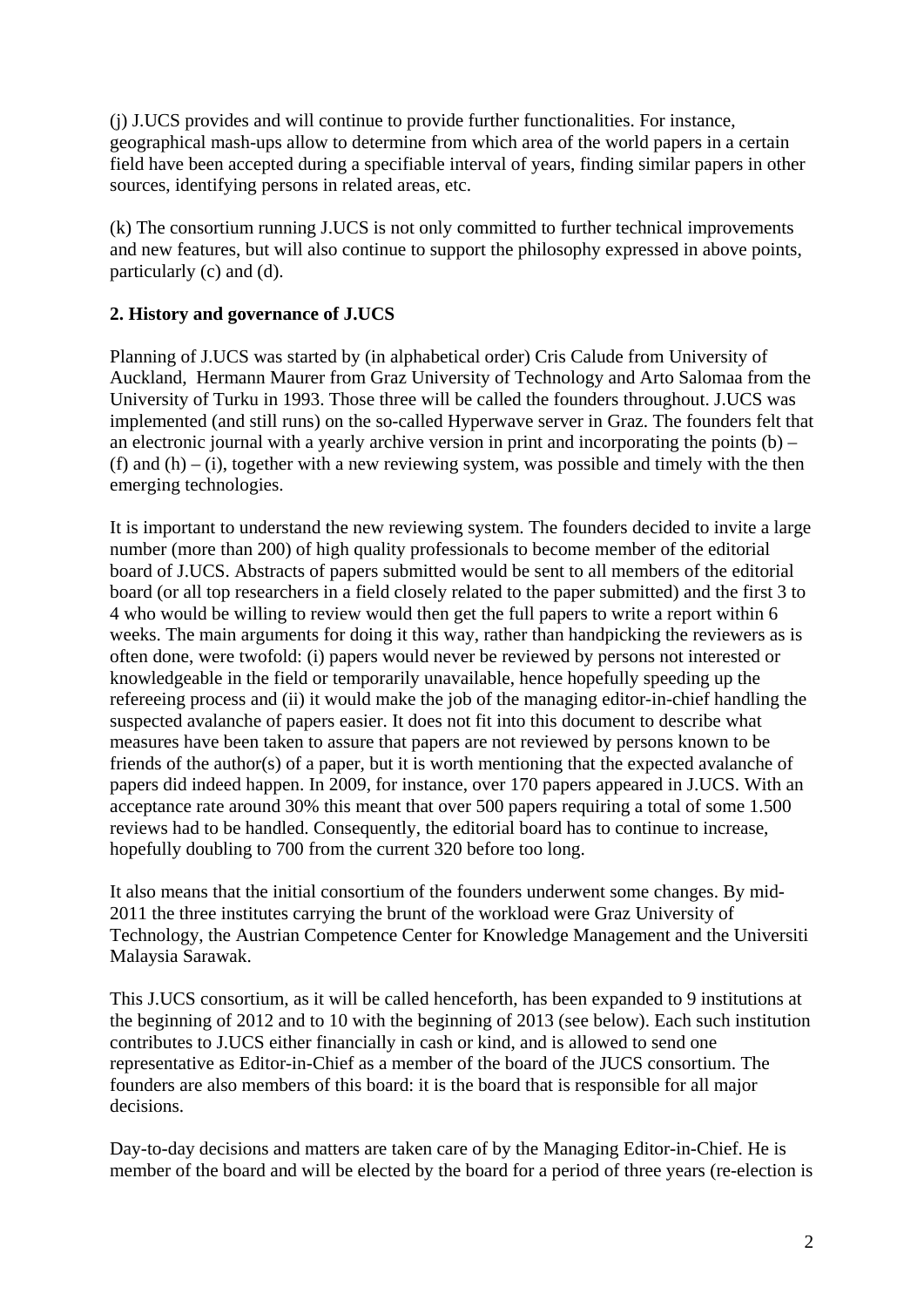(j) J.UCS provides and will continue to provide further functionalities. For instance, geographical mash-ups allow to determine from which area of the world papers in a certain field have been accepted during a specifiable interval of years, finding similar papers in other sources, identifying persons in related areas, etc.

(k) The consortium running J.UCS is not only committed to further technical improvements and new features, but will also continue to support the philosophy expressed in above points, particularly (c) and (d).

**2. History and governance of J.UCS**

Planning of J.UCS was started by (in alphabetical order) Cris Calude from University of Auckland, Hermann Maurer from Graz University of Technology and Arto Salomaa from the University of Turku in 1993. Those three will be called the founders throughout. J.UCS was implemented (and still runs) on the so-called Hyperwave server in Graz. The founders felt that an electronic journal with a yearly archive version in print and incorporating the points (b) – (f) and (h) – (i), together with a new reviewing system, was possible and timely with the then emerging technologies.

It is important to understand the new reviewing system. The founders decided to invite a large number (more than 200) of high quality professionals to become member of the editorial board of J.UCS. Abstracts of papers submitted would be sent to all members of the editorial board (or all top researchers in a field closely related to the paper submitted) and the first 3 to 4 who would be willing to review would then get the full papers to write a report within 6 weeks. The main arguments for doing it this way, rather than handpicking the reviewers as is often done, were twofold: (i) papers would never be reviewed by persons not interested or knowledgeable in the field or temporarily unavailable, hence hopefully speeding up the refereeing process and (ii) it would make the job of the managing editor-in-chief handling the suspected avalanche of papers easier. It does not fit into this document to describe what measures have been taken to assure that papers are not reviewed by persons known to be friends of the author(s) of a paper, but it is worth mentioning that the expected avalanche of papers did indeed happen. In 2009, for instance, over 170 papers appeared in J.UCS. With an acceptance rate around 30% this meant that over 500 papers requiring a total of some 1.500 reviews had to be handled. Consequently, the editorial board has to continue to increase, hopefully doubling to 700 from the current 320 before too long.

It also means that the initial consortium of the founders underwent some changes. By mid-2011 the three institutes carrying the brunt of the workload were Graz University of Technology, the Austrian Competence Center for Knowledge Management and the Universiti Malaysia Sarawak.

This J.UCS consortium, as it will be called henceforth, has been expanded to 9 institutions at the beginning of 2012 and to 10 with the beginning of 2013 (see below). Each such institution contributes to J.UCS either financially in cash or kind, and is allowed to send one representative as Editor-in-Chief as a member of the board of the JUCS consortium. The founders are also members of this board: it is the board that is responsible for all major decisions.

Day-to-day decisions and matters are taken care of by the Managing Editor-in-Chief. He is member of the board and will be elected by the board for a period of three years (re-election is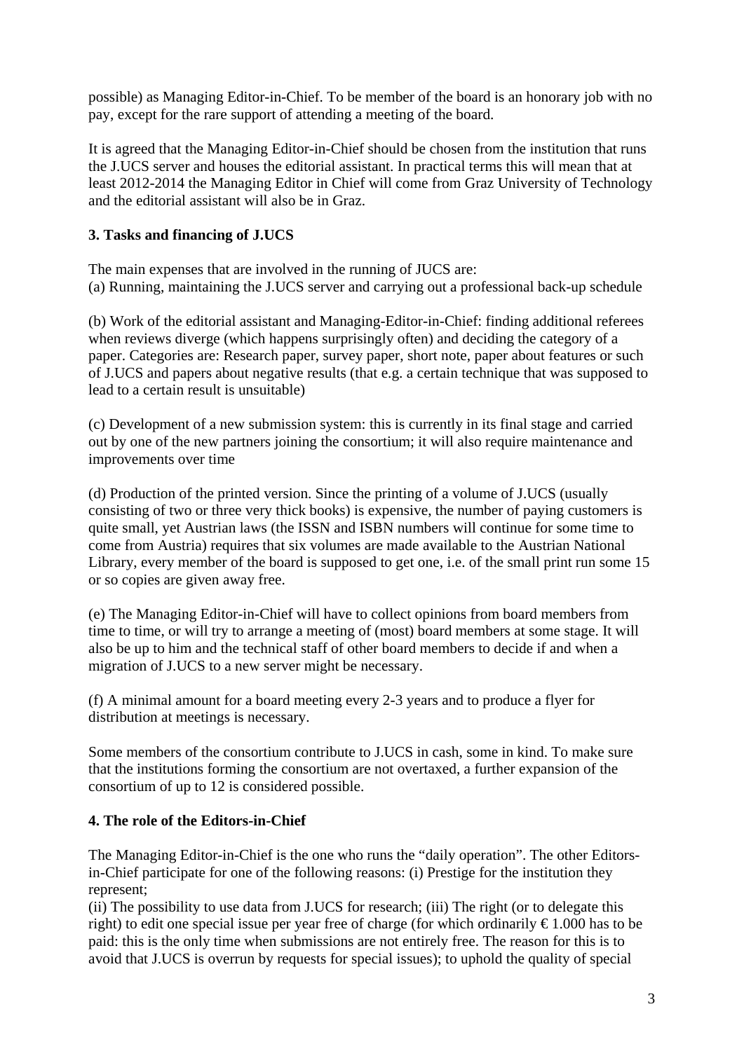possible) as Managing Editor-in-Chief. To be member of the board is an honorary job with no pay, except for the rare support of attending a meeting of the board.

It is agreed that the Managing Editor-in-Chief should be chosen from the institution that runs the J.UCS server and houses the editorial assistant. In practical terms this will mean that at least 2012-2014 the Managing Editor in Chief will come from Graz University of Technology and the editorial assistant will also be in Graz.

### 3. Tasks and financing of J.UCS

The main expenses that are involved in the running of JUCS are:
(a) Running, maintaining the J.UCS server and carrying out a professional back-up schedule

(b) Work of the editorial assistant and Managing-Editor-in-Chief: finding additional referees when reviews diverge (which happens surprisingly often) and deciding the category of a paper. Categories are: Research paper, survey paper, short note, paper about features or such of J.UCS and papers about negative results (that e.g. a certain technique that was supposed to lead to a certain result is unsuitable)

(c) Development of a new submission system: this is currently in its final stage and carried out by one of the new partners joining the consortium; it will also require maintenance and improvements over time

(d) Production of the printed version. Since the printing of a volume of J.UCS (usually consisting of two or three very thick books) is expensive, the number of paying customers is quite small, yet Austrian laws (the ISSN and ISBN numbers will continue for some time to come from Austria) requires that six volumes are made available to the Austrian National Library, every member of the board is supposed to get one, i.e. of the small print run some 15 or so copies are given away free.

(e) The Managing Editor-in-Chief will have to collect opinions from board members from time to time, or will try to arrange a meeting of (most) board members at some stage. It will also be up to him and the technical staff of other board members to decide if and when a migration of J.UCS to a new server might be necessary.

(f) A minimal amount for a board meeting every 2-3 years and to produce a flyer for distribution at meetings is necessary.

Some members of the consortium contribute to J.UCS in cash, some in kind. To make sure that the institutions forming the consortium are not overtaxed, a further expansion of the consortium of up to 12 is considered possible.

### 4. The role of the Editors-in-Chief

The Managing Editor-in-Chief is the one who runs the "daily operation". The other Editors-in-Chief participate for one of the following reasons: (i) Prestige for the institution they represent;
(ii) The possibility to use data from J.UCS for research; (iii) The right (or to delegate this right) to edit one special issue per year free of charge (for which ordinarily € 1.000 has to be paid: this is the only time when submissions are not entirely free. The reason for this is to avoid that J.UCS is overrun by requests for special issues); to uphold the quality of special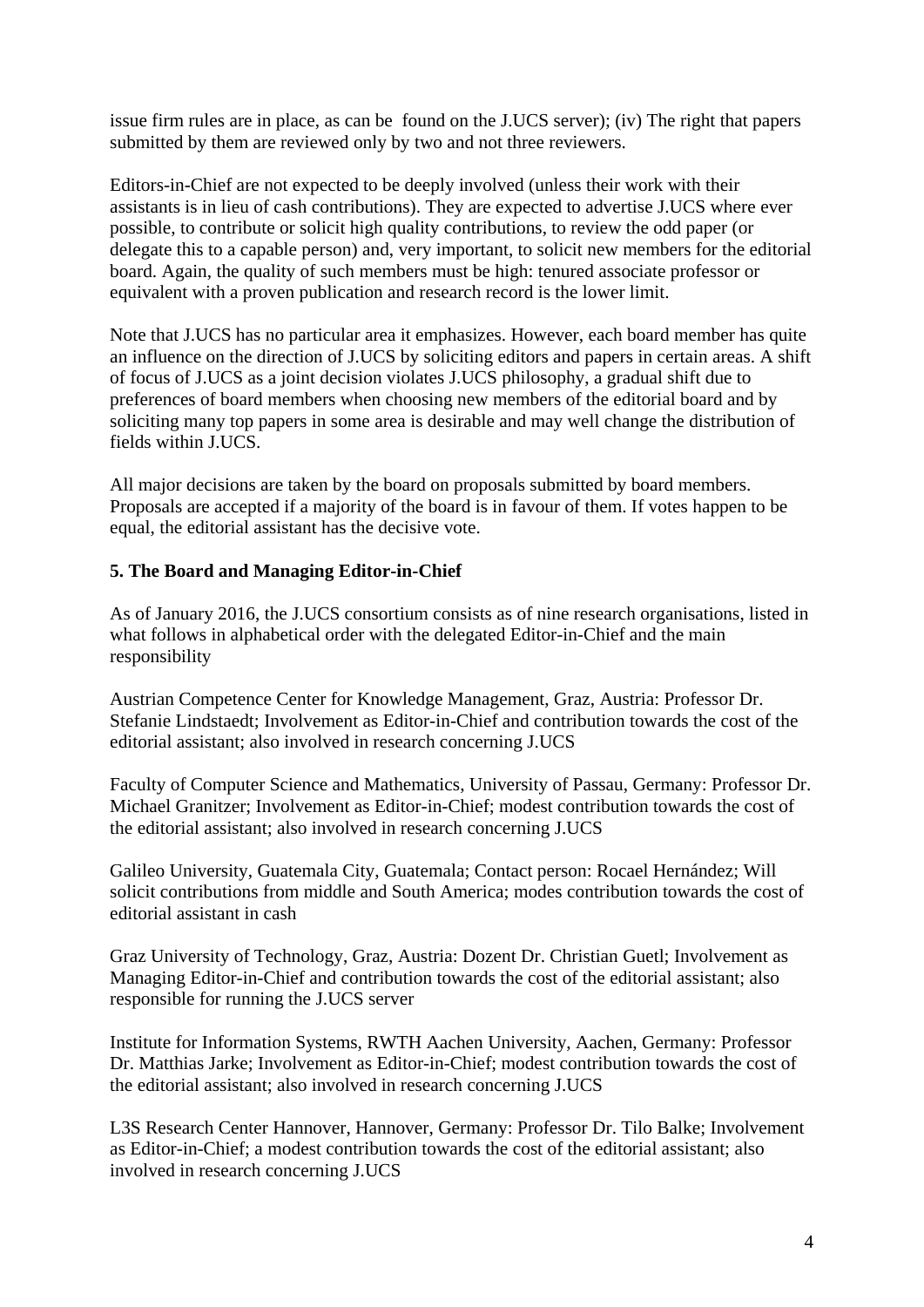issue firm rules are in place, as can be found on the J.UCS server); (iv) The right that papers submitted by them are reviewed only by two and not three reviewers.

Editors-in-Chief are not expected to be deeply involved (unless their work with their assistants is in lieu of cash contributions). They are expected to advertise J.UCS where ever possible, to contribute or solicit high quality contributions, to review the odd paper (or delegate this to a capable person) and, very important, to solicit new members for the editorial board. Again, the quality of such members must be high: tenured associate professor or equivalent with a proven publication and research record is the lower limit.

Note that J.UCS has no particular area it emphasizes. However, each board member has quite an influence on the direction of J.UCS by soliciting editors and papers in certain areas. A shift of focus of J.UCS as a joint decision violates J.UCS philosophy, a gradual shift due to preferences of board members when choosing new members of the editorial board and by soliciting many top papers in some area is desirable and may well change the distribution of fields within J.UCS.

All major decisions are taken by the board on proposals submitted by board members. Proposals are accepted if a majority of the board is in favour of them. If votes happen to be equal, the editorial assistant has the decisive vote.

**5. The Board and Managing Editor-in-Chief**

As of January 2016, the J.UCS consortium consists as of nine research organisations, listed in what follows in alphabetical order with the delegated Editor-in-Chief and the main responsibility

Austrian Competence Center for Knowledge Management, Graz, Austria: Professor Dr. Stefanie Lindstaedt; Involvement as Editor-in-Chief and contribution towards the cost of the editorial assistant; also involved in research concerning J.UCS

Faculty of Computer Science and Mathematics, University of Passau, Germany: Professor Dr. Michael Granitzer; Involvement as Editor-in-Chief; modest contribution towards the cost of the editorial assistant; also involved in research concerning J.UCS

Galileo University, Guatemala City, Guatemala; Contact person: Rocael Hernández; Will solicit contributions from middle and South America; modes contribution towards the cost of editorial assistant in cash

Graz University of Technology, Graz, Austria: Dozent Dr. Christian Guetl; Involvement as Managing Editor-in-Chief and contribution towards the cost of the editorial assistant; also responsible for running the J.UCS server

Institute for Information Systems, RWTH Aachen University, Aachen, Germany: Professor Dr. Matthias Jarke; Involvement as Editor-in-Chief; modest contribution towards the cost of the editorial assistant; also involved in research concerning J.UCS

L3S Research Center Hannover, Hannover, Germany: Professor Dr. Tilo Balke; Involvement as Editor-in-Chief; a modest contribution towards the cost of the editorial assistant; also involved in research concerning J.UCS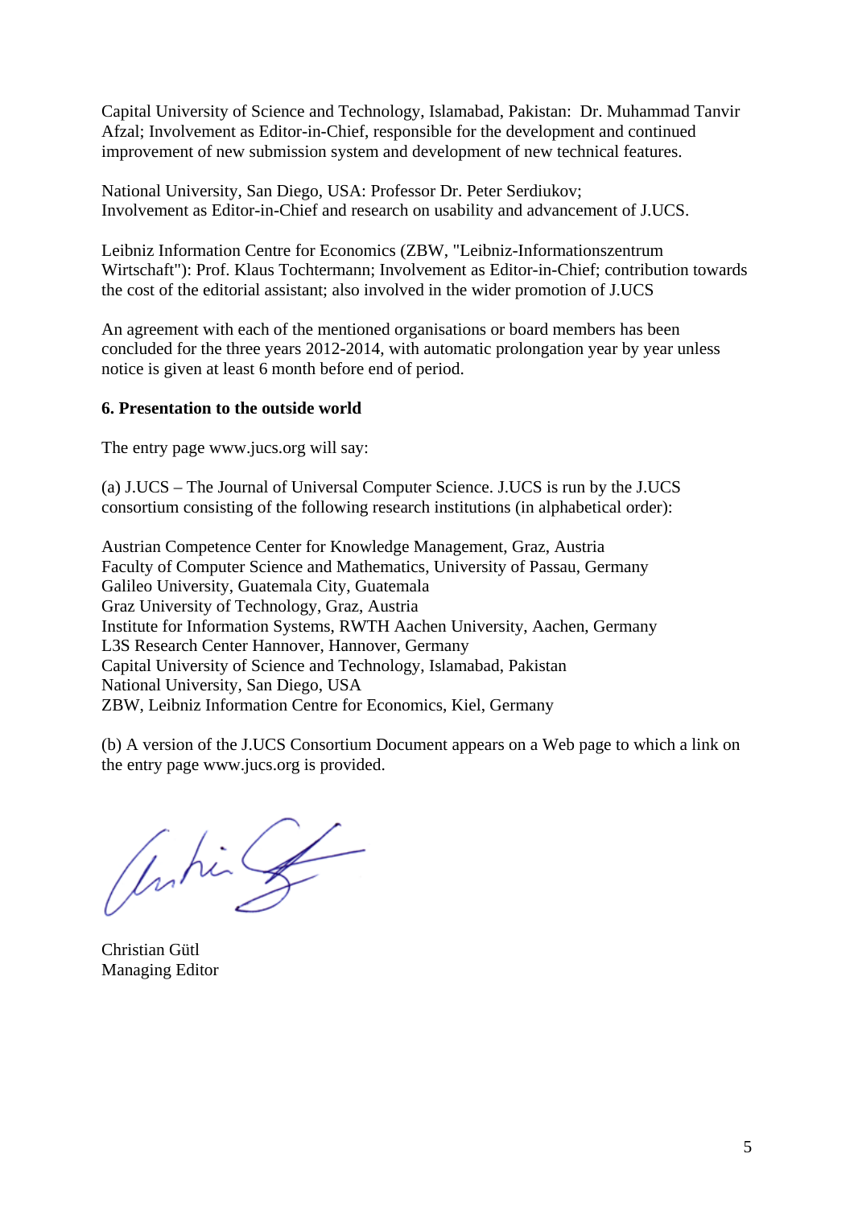Capital University of Science and Technology, Islamabad, Pakistan: Dr. Muhammad Tanvir Afzal; Involvement as Editor-in-Chief, responsible for the development and continued improvement of new submission system and development of new technical features.

National University, San Diego, USA: Professor Dr. Peter Serdiukov; Involvement as Editor-in-Chief and research on usability and advancement of J.UCS.

Leibniz Information Centre for Economics (ZBW, "Leibniz-Informationszentrum Wirtschaft"): Prof. Klaus Tochtermann; Involvement as Editor-in-Chief; contribution towards the cost of the editorial assistant; also involved in the wider promotion of J.UCS

An agreement with each of the mentioned organisations or board members has been concluded for the three years 2012-2014, with automatic prolongation year by year unless notice is given at least 6 month before end of period.

**6. Presentation to the outside world**

The entry page www.jucs.org will say:

(a) J.UCS – The Journal of Universal Computer Science. J.UCS is run by the J.UCS consortium consisting of the following research institutions (in alphabetical order):

Austrian Competence Center for Knowledge Management, Graz, Austria
Faculty of Computer Science and Mathematics, University of Passau, Germany
Galileo University, Guatemala City, Guatemala
Graz University of Technology, Graz, Austria
Institute for Information Systems, RWTH Aachen University, Aachen, Germany
L3S Research Center Hannover, Hannover, Germany
Capital University of Science and Technology, Islamabad, Pakistan
National University, San Diego, USA
ZBW, Leibniz Information Centre for Economics, Kiel, Germany

(b) A version of the J.UCS Consortium Document appears on a Web page to which a link on the entry page www.jucs.org is provided.

Christian Gütl
Managing Editor